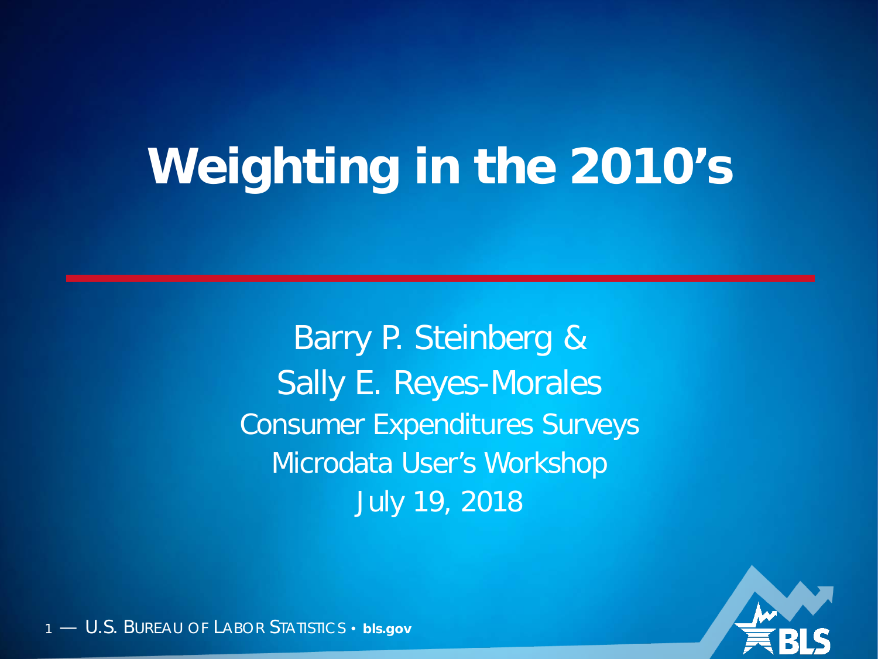# Weighting in the 2010's

Barry P. Steinberg &
Sally E. Reyes-Morales
Consumer Expenditures Surveys
Microdata User's Workshop
July 19, 2018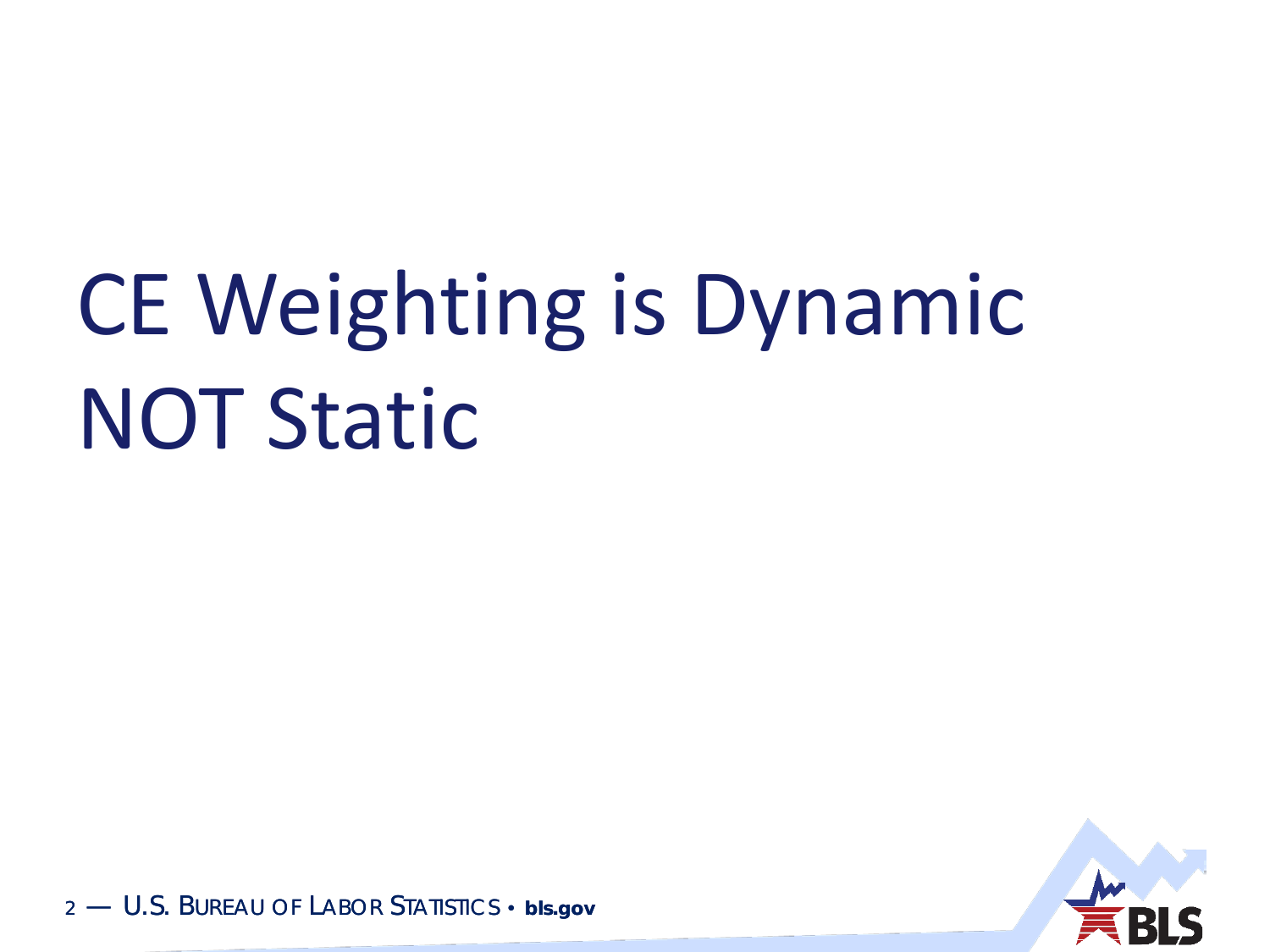# CE Weighting is Dynamic NOT Static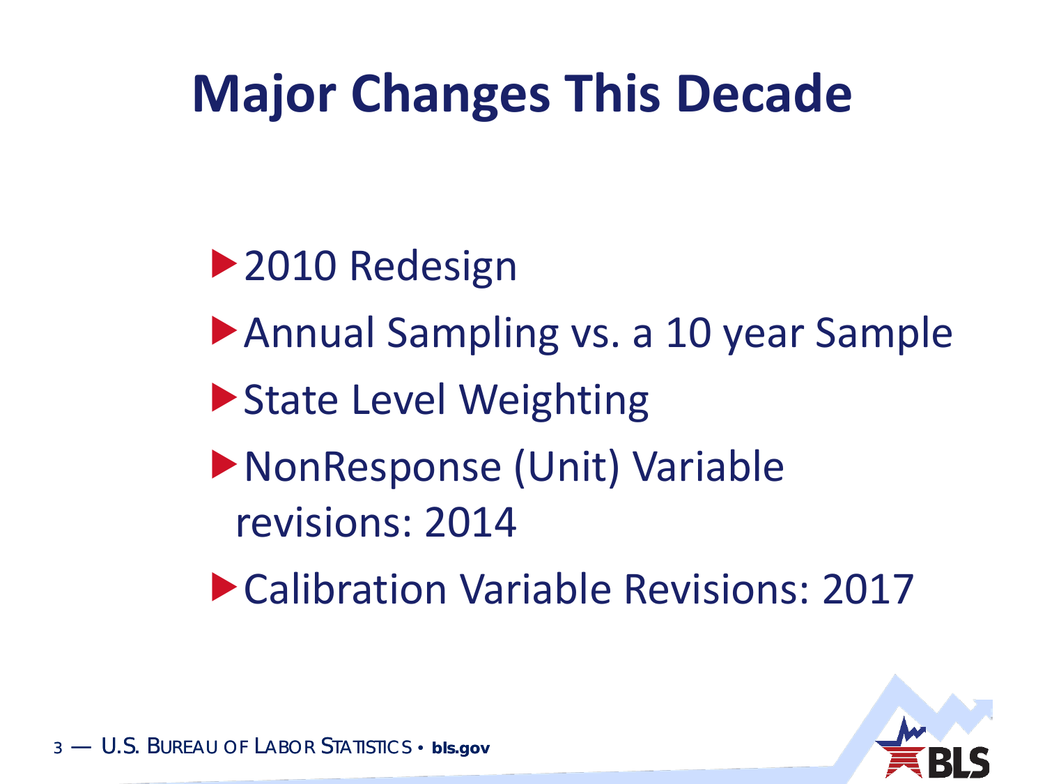# Major Changes This Decade

- 2010 Redesign
- Annual Sampling vs. a 10 year Sample
- State Level Weighting
- NonResponse (Unit) Variable revisions: 2014
- Calibration Variable Revisions: 2017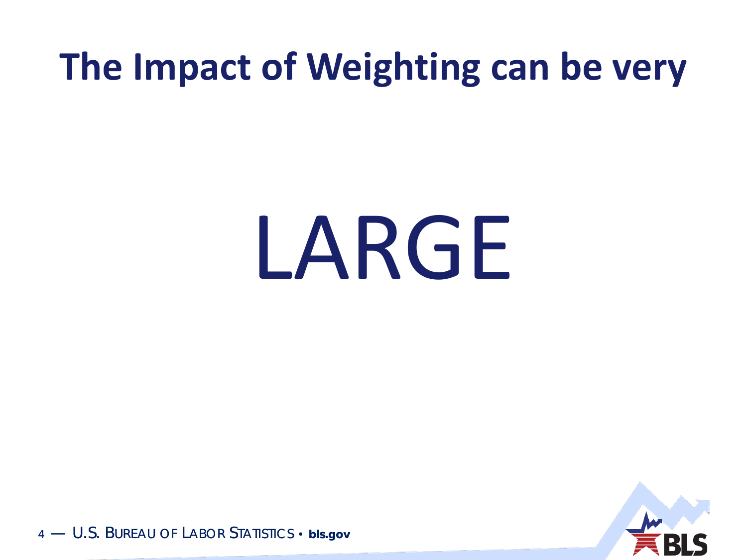# The Impact of Weighting can be very

LARGE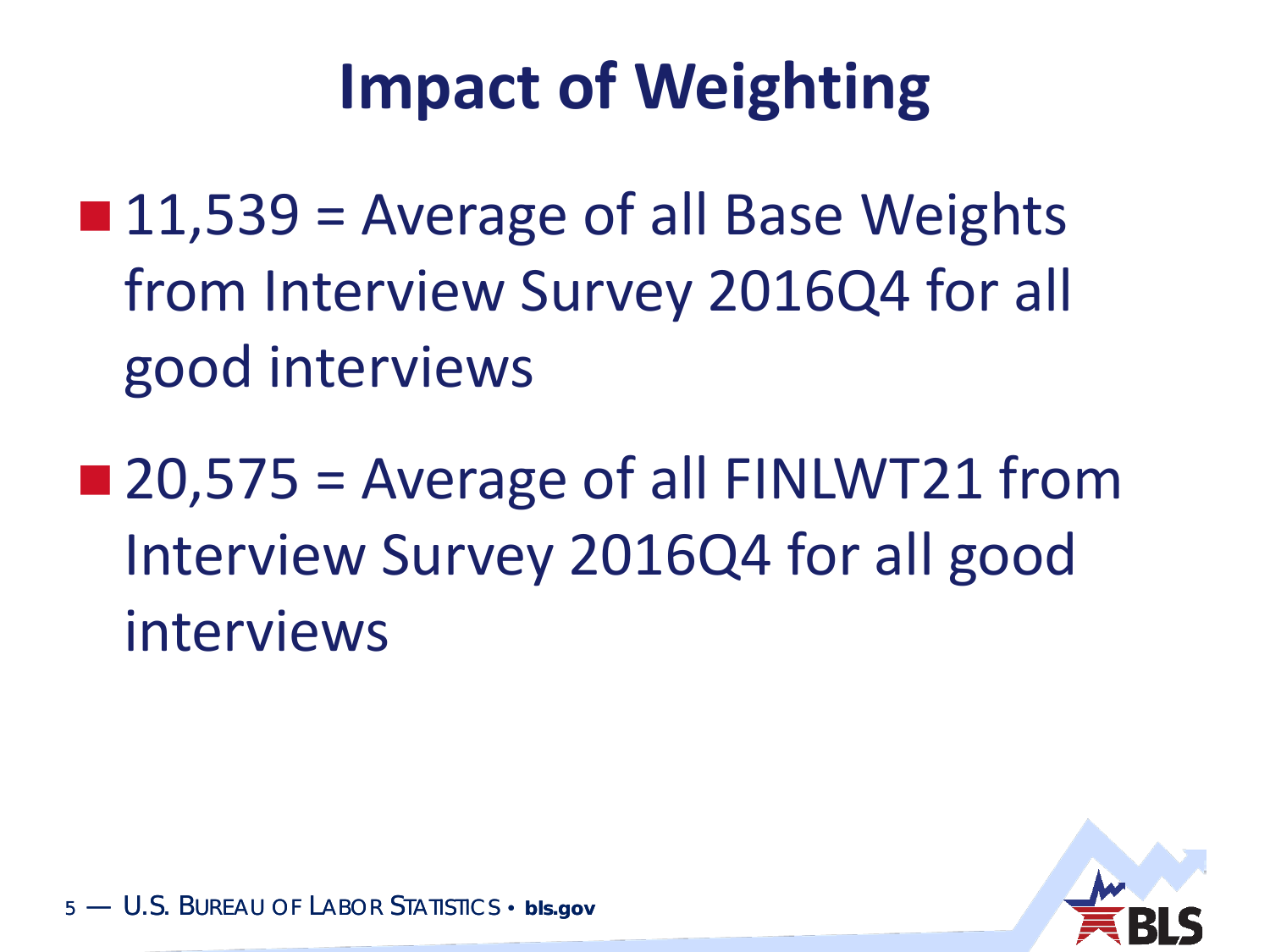# Impact of Weighting

- 11,539 = Average of all Base Weights from Interview Survey 2016Q4 for all good interviews
- 20,575 = Average of all FINLWT21 from Interview Survey 2016Q4 for all good interviews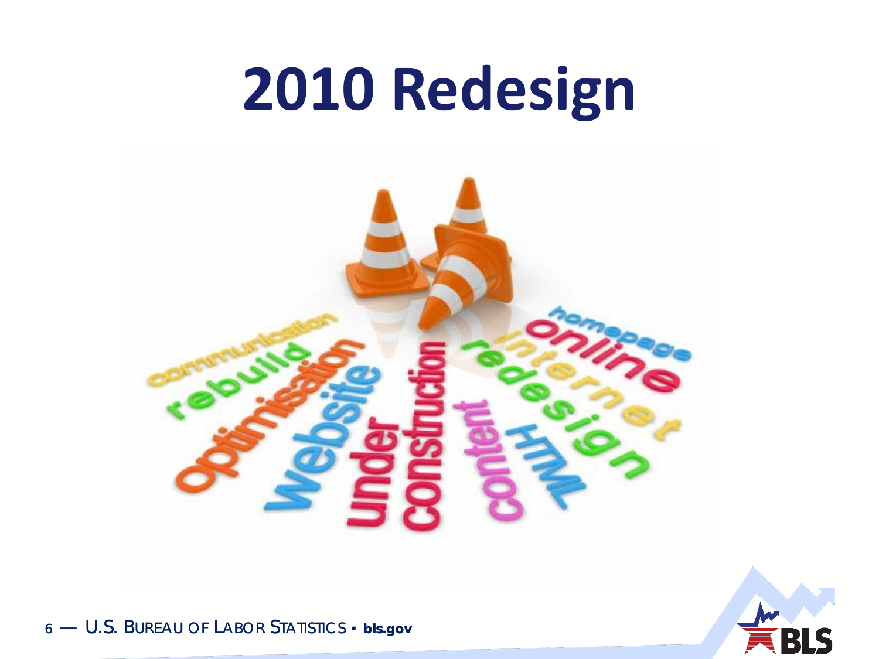# 2010 Redesign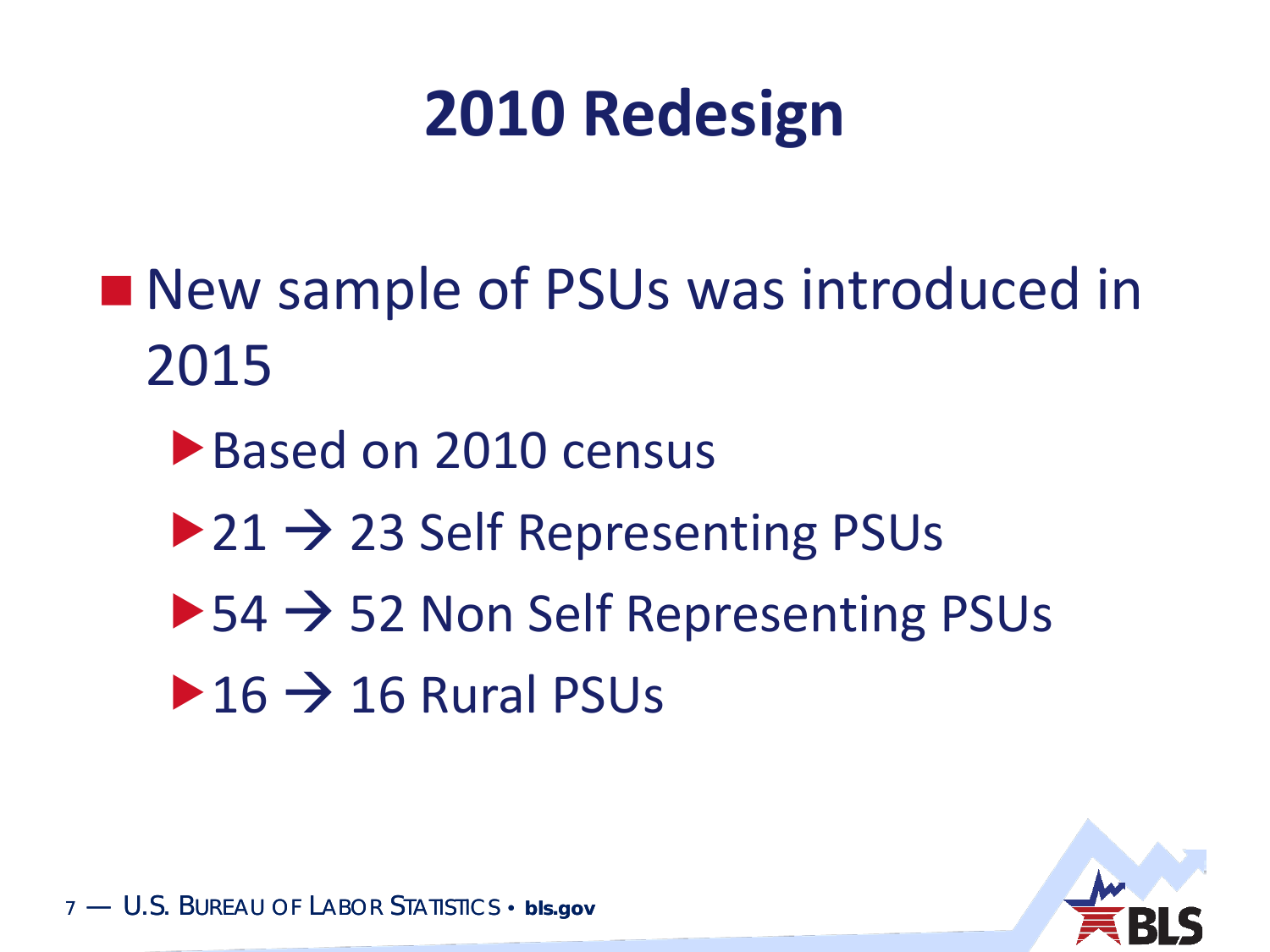# 2010 Redesign

- New sample of PSUs was introduced in 2015
  - Based on 2010 census
  - 21 → 23 Self Representing PSUs
  - 54 → 52 Non Self Representing PSUs
  - 16 → 16 Rural PSUs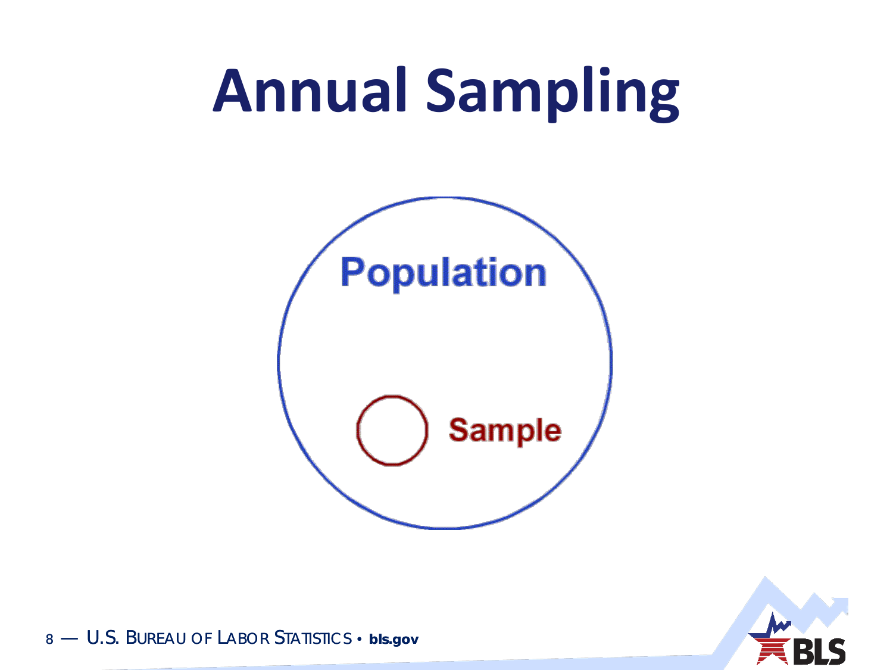# Annual Sampling

Population

Sample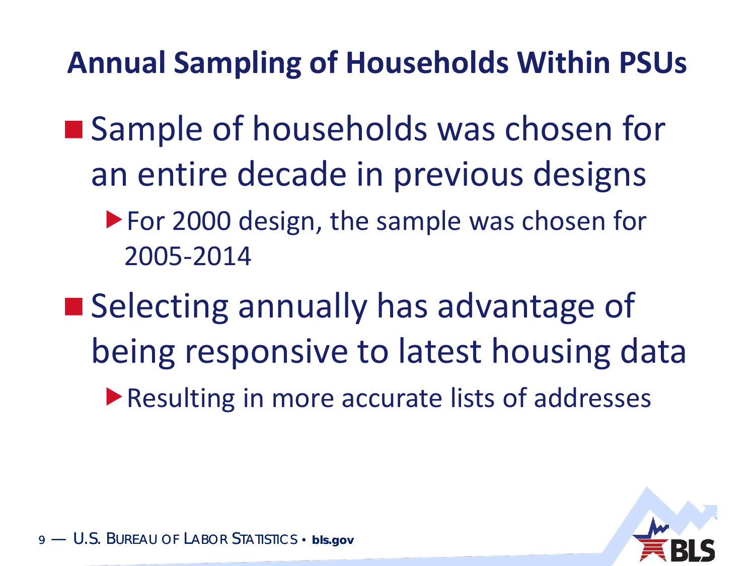## Annual Sampling of Households Within PSUs

- Sample of households was chosen for an entire decade in previous designs
  - For 2000 design, the sample was chosen for 2005-2014
- Selecting annually has advantage of being responsive to latest housing data
  - Resulting in more accurate lists of addresses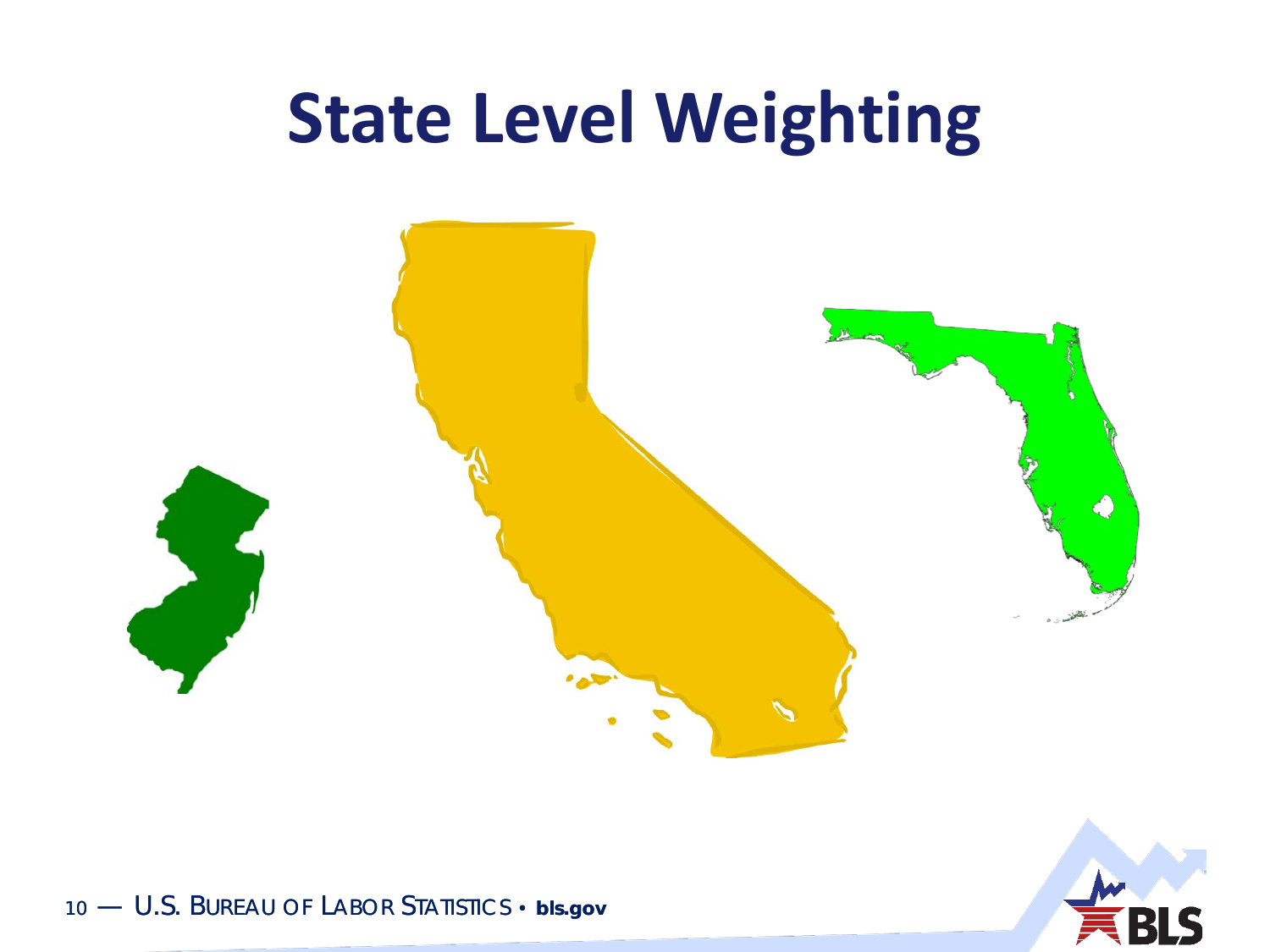# State Level Weighting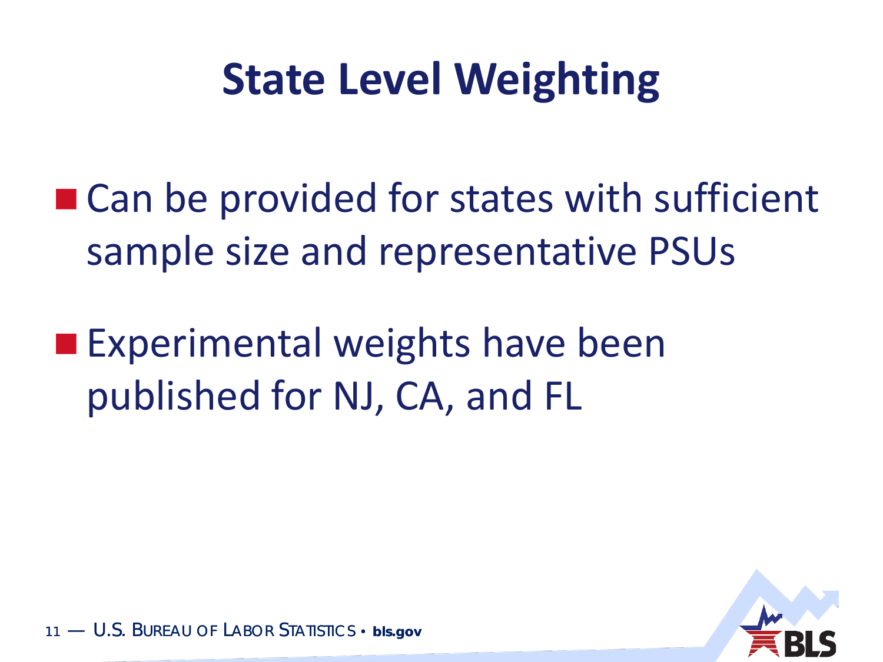# State Level Weighting

- Can be provided for states with sufficient sample size and representative PSUs
- Experimental weights have been published for NJ, CA, and FL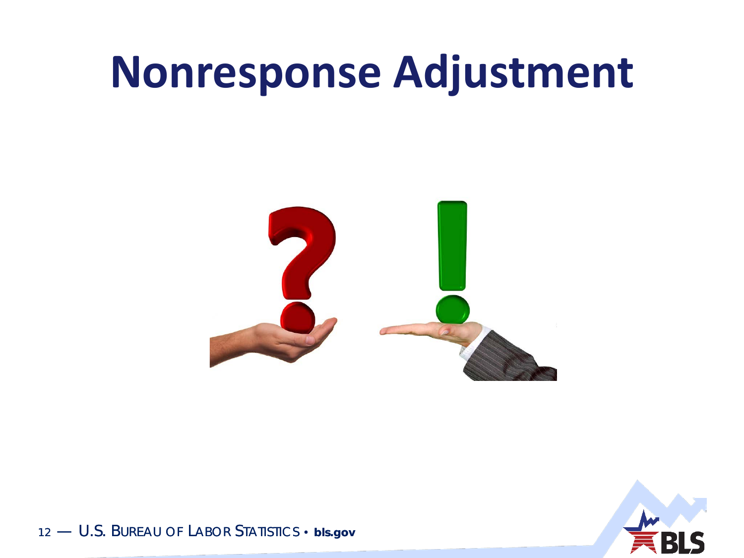# Nonresponse Adjustment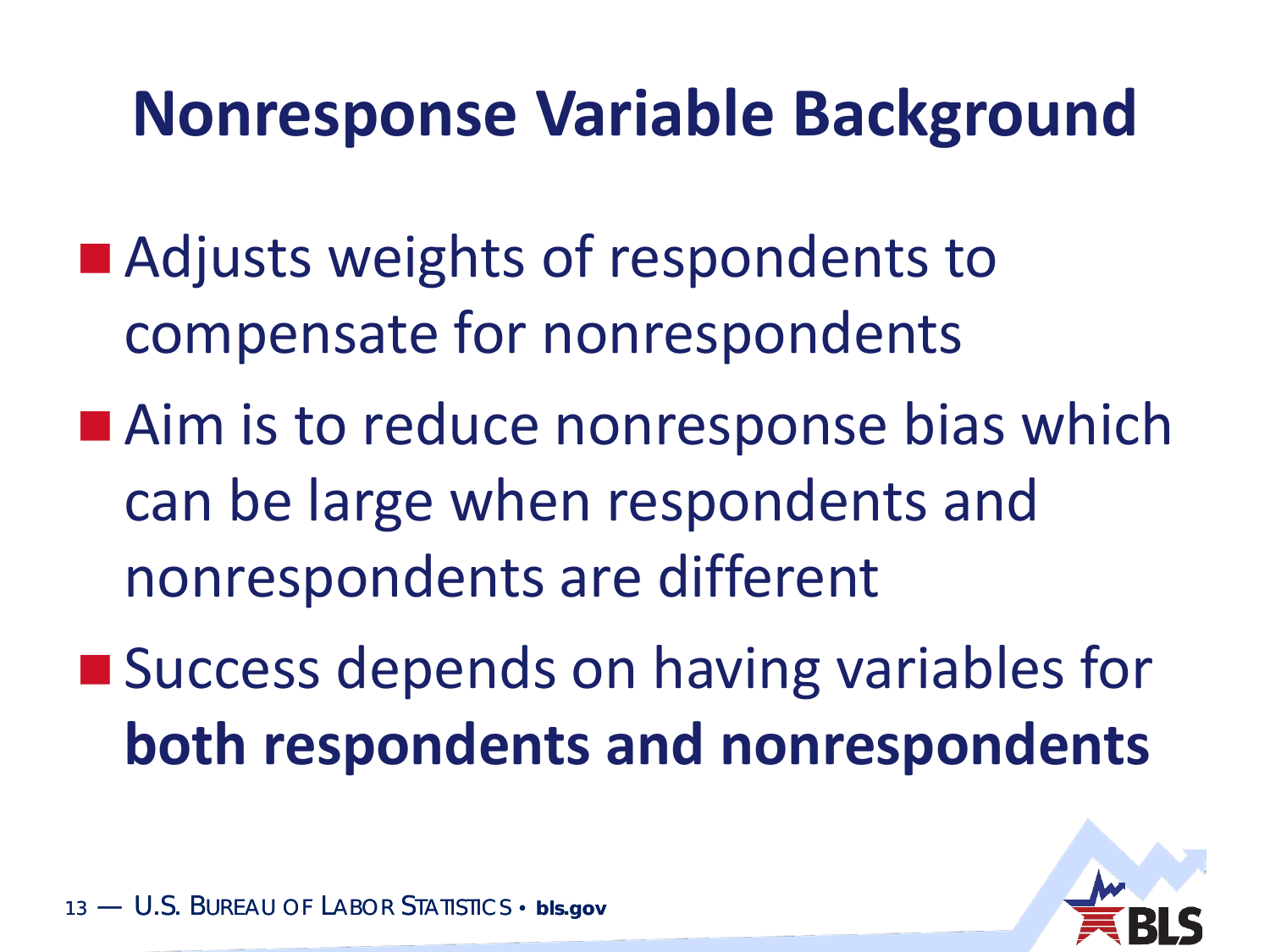# Nonresponse Variable Background

- Adjusts weights of respondents to compensate for nonrespondents
- Aim is to reduce nonresponse bias which can be large when respondents and nonrespondents are different
- Success depends on having variables for **both respondents and nonrespondents**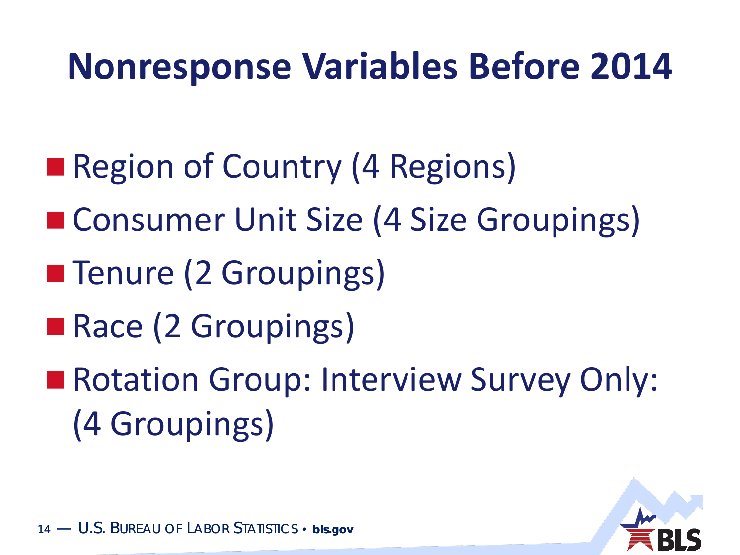# Nonresponse Variables Before 2014

- Region of Country (4 Regions)
- Consumer Unit Size (4 Size Groupings)
- Tenure (2 Groupings)
- Race (2 Groupings)
- Rotation Group: Interview Survey Only: (4 Groupings)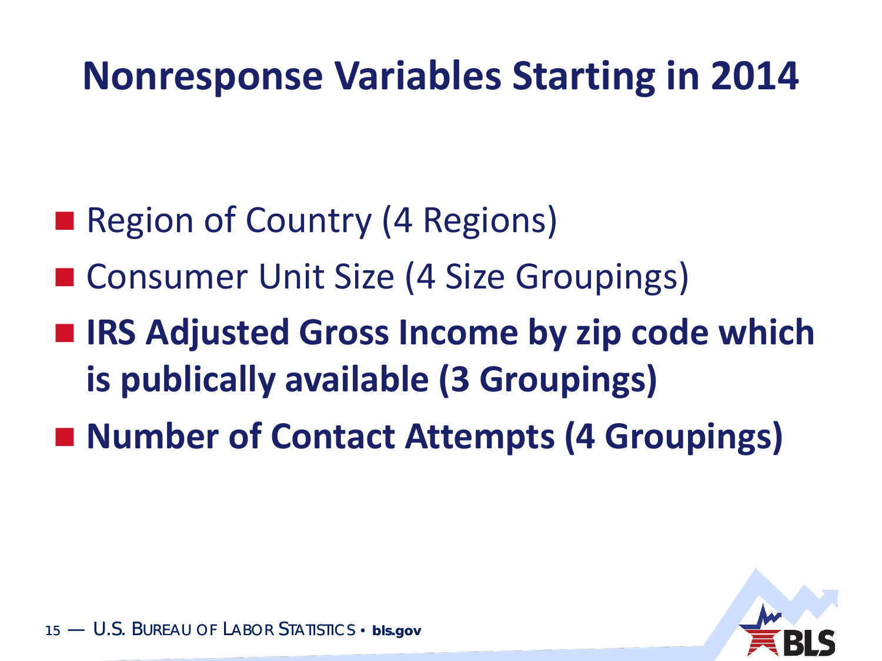# Nonresponse Variables Starting in 2014

- Region of Country (4 Regions)
- Consumer Unit Size (4 Size Groupings)
- **IRS Adjusted Gross Income by zip code which is publically available (3 Groupings)**
- **Number of Contact Attempts (4 Groupings)**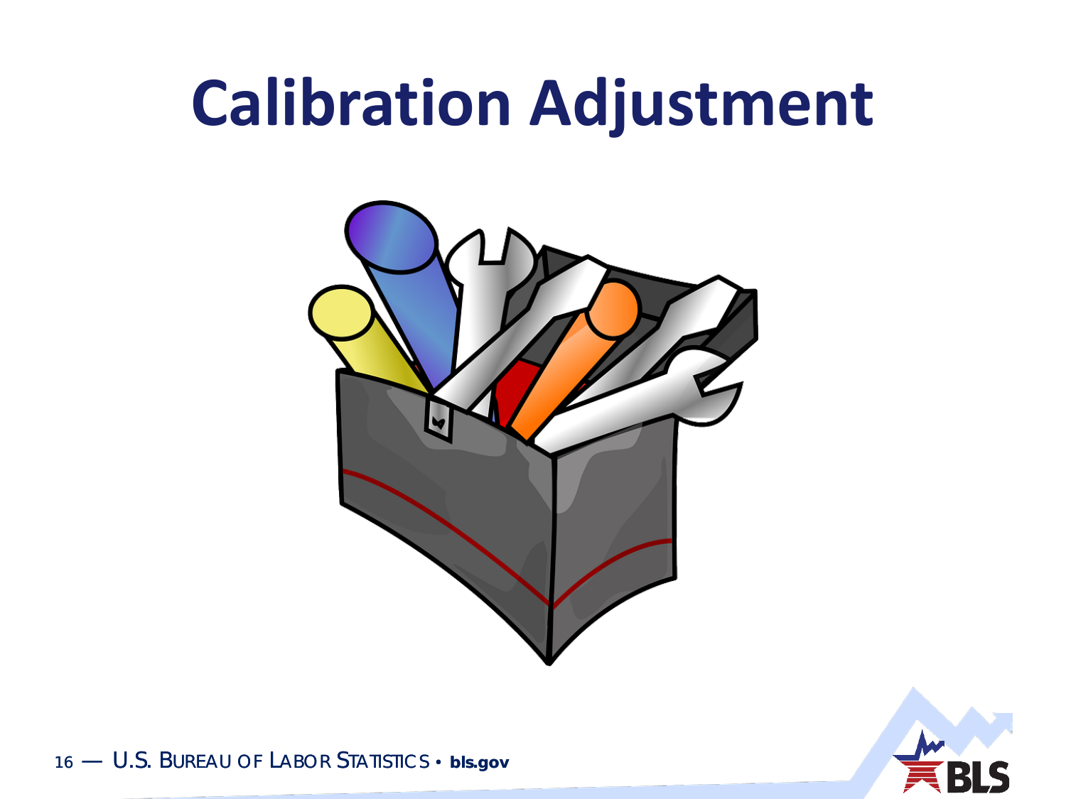# Calibration Adjustment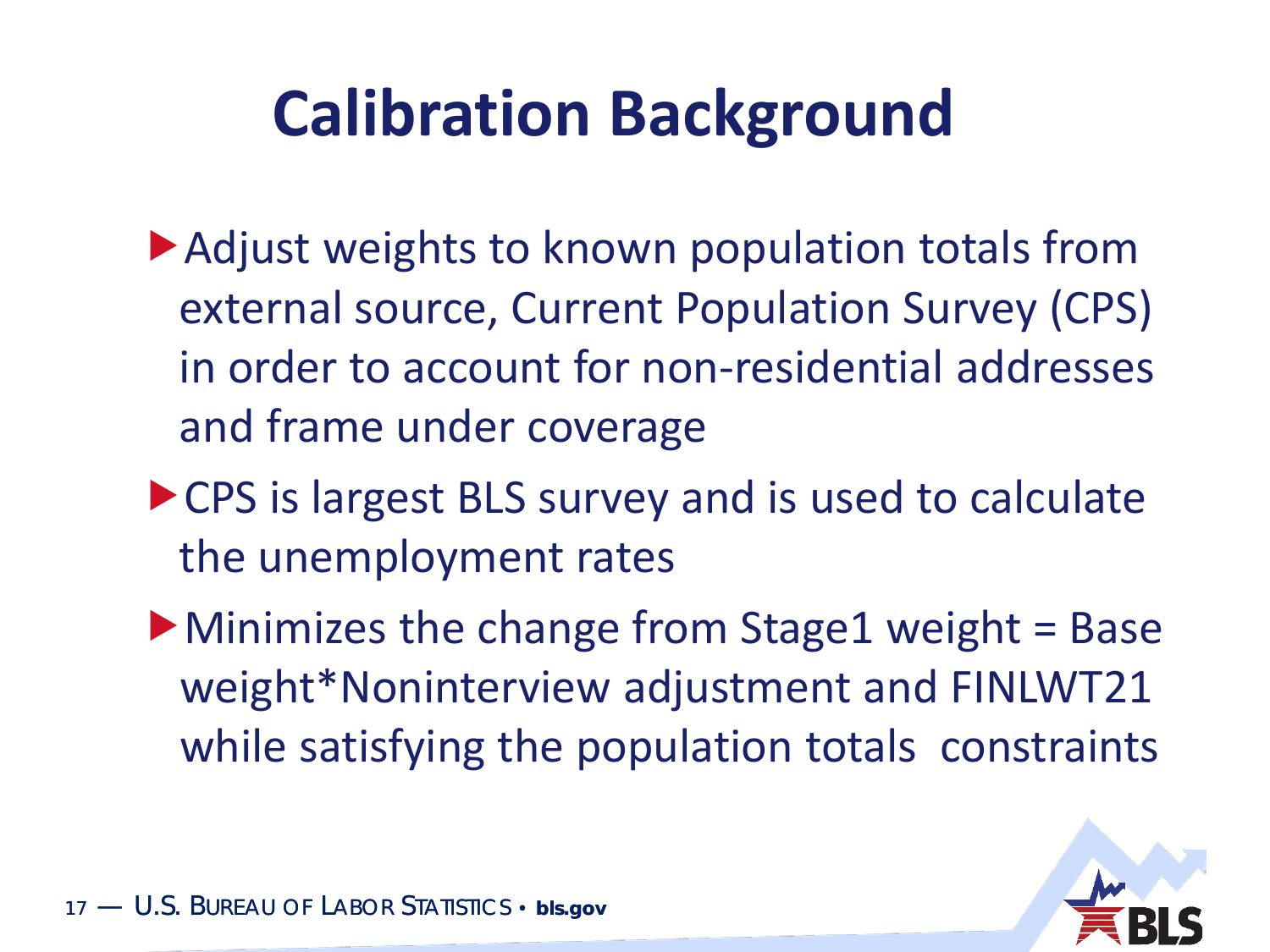# Calibration Background

- Adjust weights to known population totals from external source, Current Population Survey (CPS) in order to account for non-residential addresses and frame under coverage
- CPS is largest BLS survey and is used to calculate the unemployment rates
- Minimizes the change from Stage1 weight = Base weight*Noninterview adjustment and FINLWT21 while satisfying the population totals constraints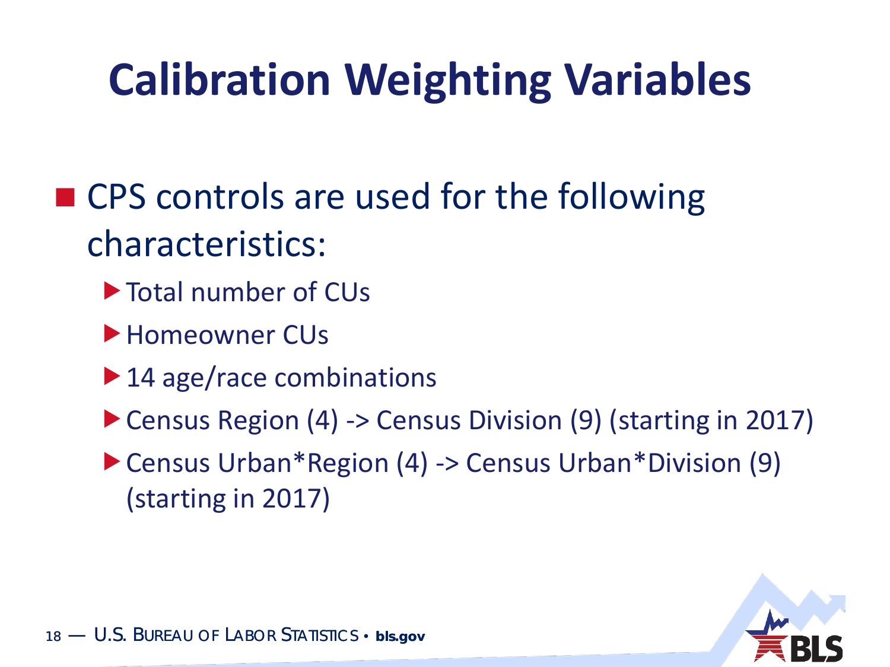# Calibration Weighting Variables

- CPS controls are used for the following characteristics:
  - Total number of CUs
  - Homeowner CUs
  - 14 age/race combinations
  - Census Region (4) -> Census Division (9) (starting in 2017)
  - Census Urban*Region (4) -> Census Urban*Division (9) (starting in 2017)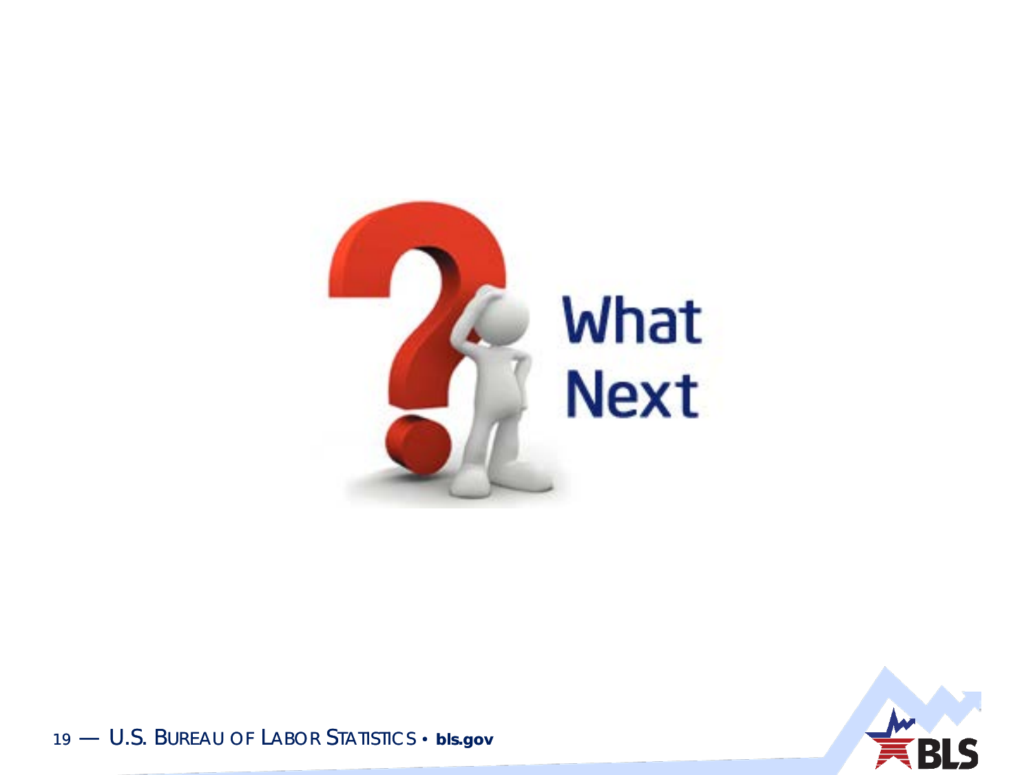What Next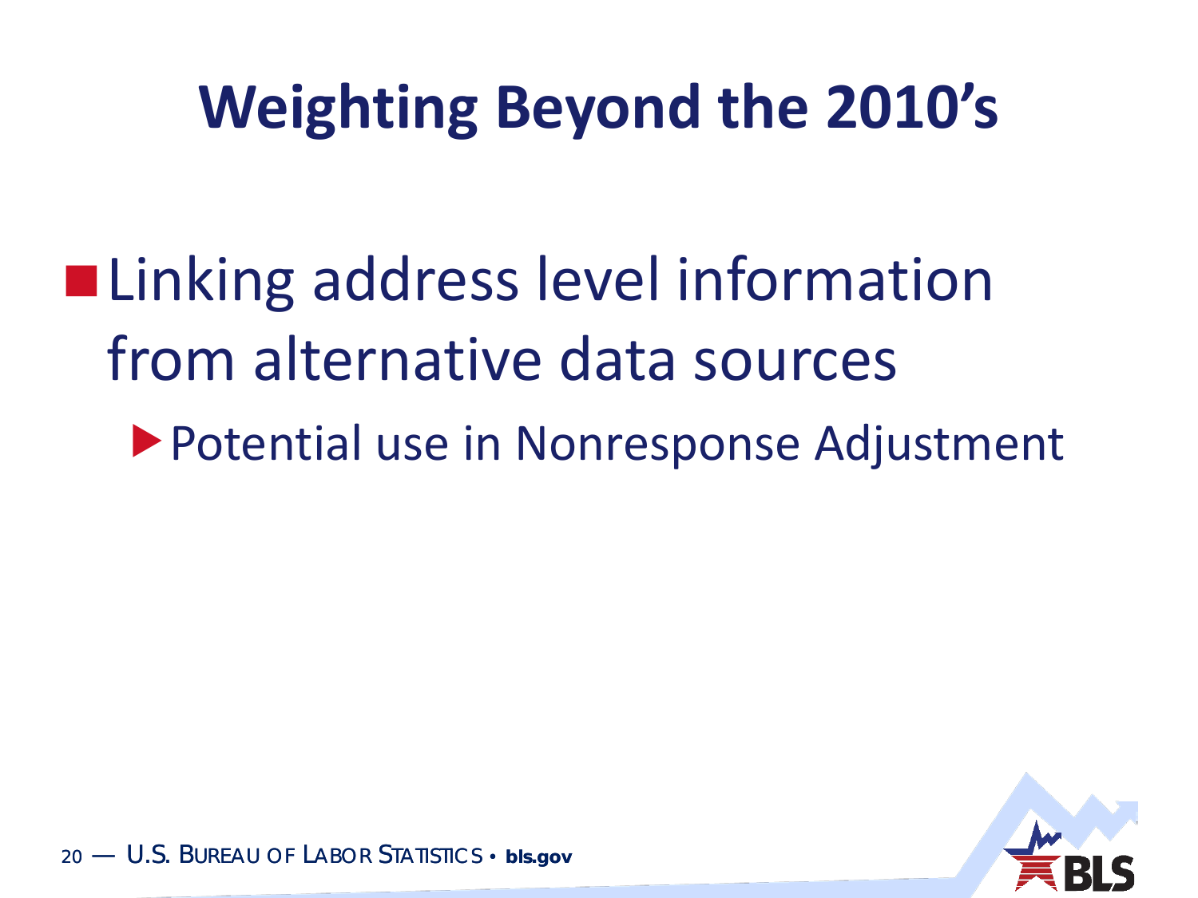# Weighting Beyond the 2010's

- Linking address level information from alternative data sources
  - Potential use in Nonresponse Adjustment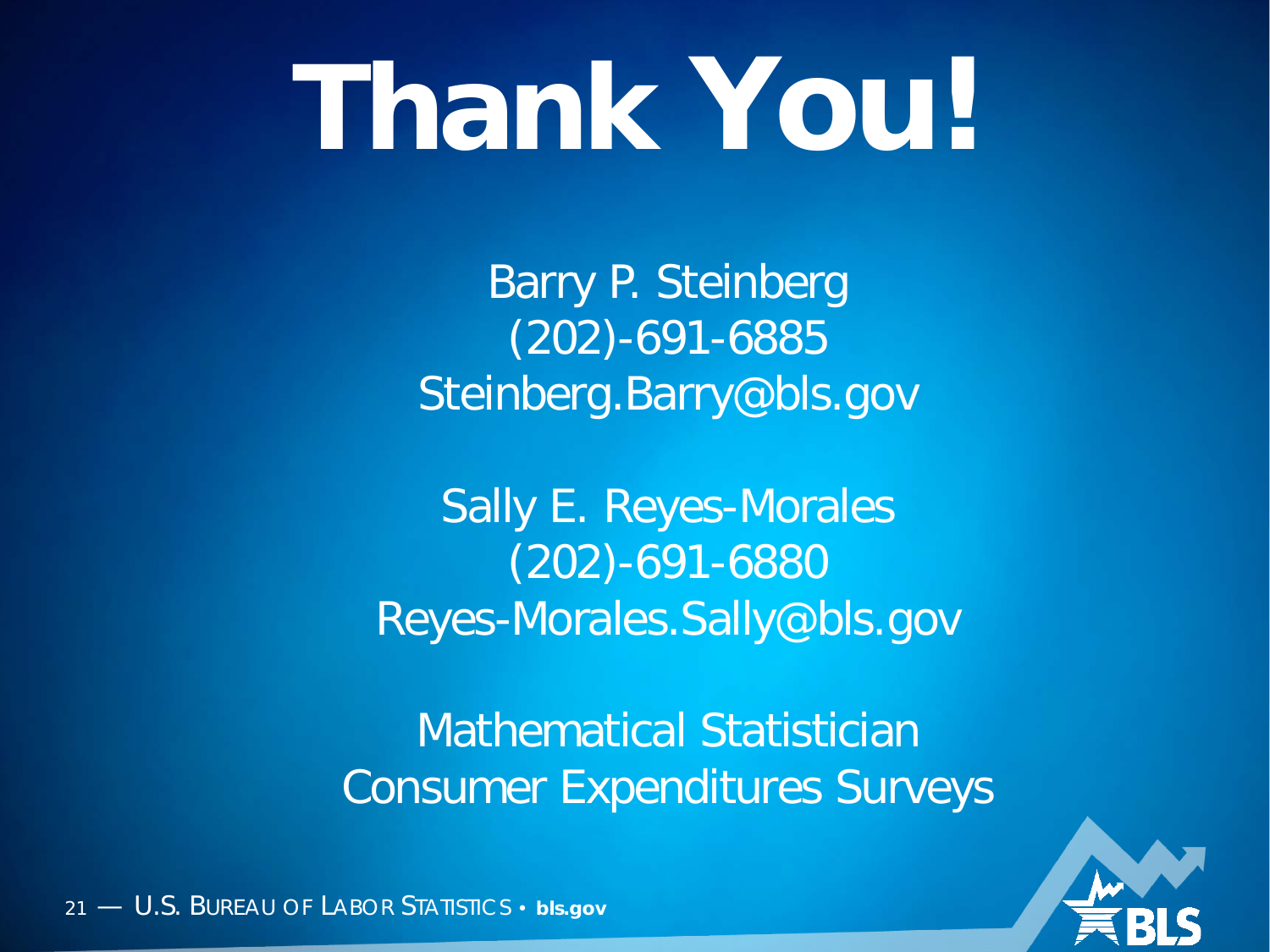# Thank You!

Barry P. Steinberg
(202)-691-6885
Steinberg.Barry@bls.gov

Sally E. Reyes-Morales
(202)-691-6880
Reyes-Morales.Sally@bls.gov

Mathematical Statistician
Consumer Expenditures Surveys